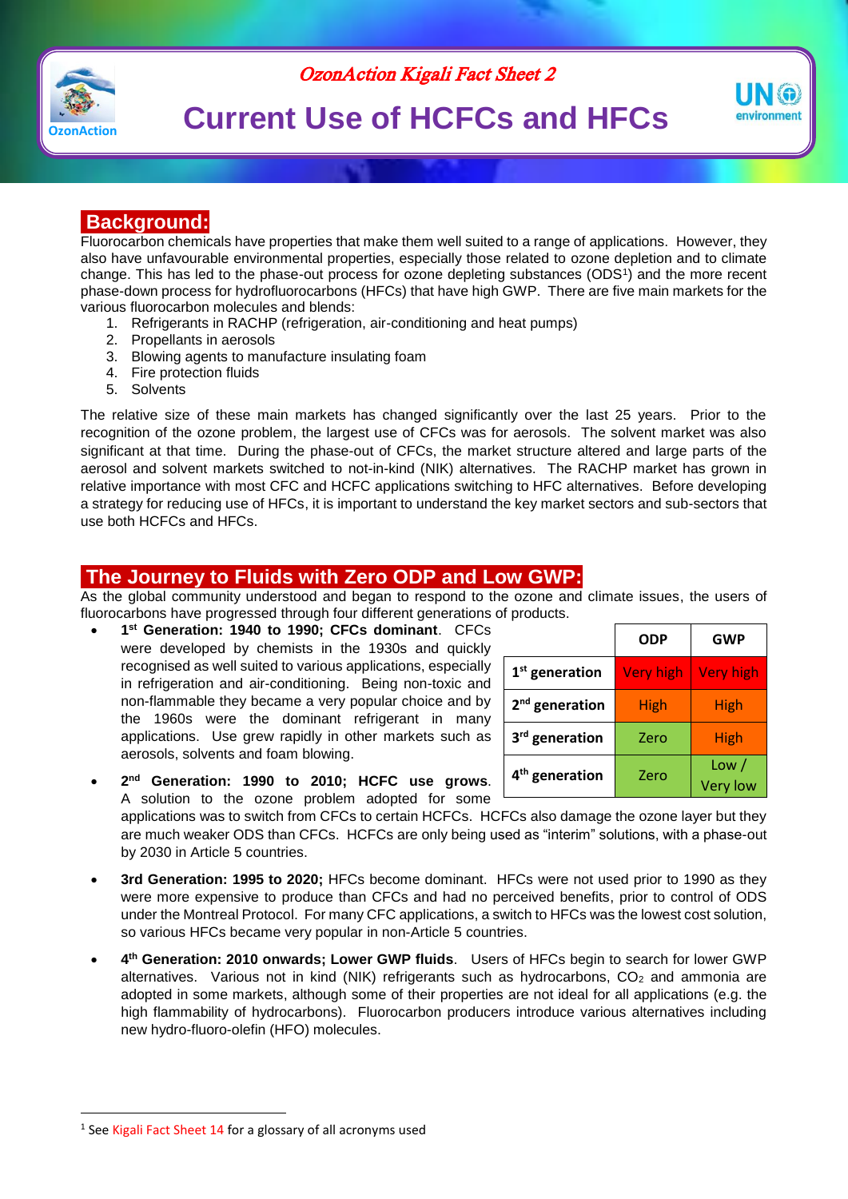*OzonAction Kigali Fact Sheet 2*

# Current Use of HCFCs and HFCs

## Background:

Fluorocarbon chemicals have properties that make them well suited to a range of applications. However, they also have unfavourable environmental properties, especially those related to ozone depletion and to climate change. This has led to the phase-out process for ozone depleting substances (ODS[1]) and the more recent phase-down process for hydrofluorocarbons (HFCs) that have high GWP. There are five main markets for the various fluorocarbon molecules and blends:

1. Refrigerants in RACHP (refrigeration, air-conditioning and heat pumps)
2. Propellants in aerosols
3. Blowing agents to manufacture insulating foam
4. Fire protection fluids
5. Solvents

The relative size of these main markets has changed significantly over the last 25 years. Prior to the recognition of the ozone problem, the largest use of CFCs was for aerosols. The solvent market was also significant at that time. During the phase-out of CFCs, the market structure altered and large parts of the aerosol and solvent markets switched to not-in-kind (NIK) alternatives. The RACHP market has grown in relative importance with most CFC and HCFC applications switching to HFC alternatives. Before developing a strategy for reducing use of HFCs, it is important to understand the key market sectors and sub-sectors that use both HCFCs and HFCs.

## The Journey to Fluids with Zero ODP and Low GWP:

As the global community understood and began to respond to the ozone and climate issues, the users of fluorocarbons have progressed through four different generations of products.

| | ODP | GWP |
|---|---|---|
| **1st generation** | Very high | Very high |
| **2nd generation** | High | High |
| **3rd generation** | Zero | High |
| **4th generation** | Zero | Low / Very low |

- **1st Generation: 1940 to 1990; CFCs dominant**. CFCs were developed by chemists in the 1930s and quickly recognised as well suited to various applications, especially in refrigeration and air-conditioning. Being non-toxic and non-flammable they became a very popular choice and by the 1960s were the dominant refrigerant in many applications. Use grew rapidly in other markets such as aerosols, solvents and foam blowing.
- **2nd Generation: 1990 to 2010; HCFC use grows**. A solution to the ozone problem adopted for some applications was to switch from CFCs to certain HCFCs. HCFCs also damage the ozone layer but they are much weaker ODS than CFCs. HCFCs are only being used as "interim" solutions, with a phase-out by 2030 in Article 5 countries.
- **3rd Generation: 1995 to 2020;** HFCs become dominant. HFCs were not used prior to 1990 as they were more expensive to produce than CFCs and had no perceived benefits, prior to control of ODS under the Montreal Protocol. For many CFC applications, a switch to HFCs was the lowest cost solution, so various HFCs became very popular in non-Article 5 countries.
- **4th Generation: 2010 onwards; Lower GWP fluids**. Users of HFCs begin to search for lower GWP alternatives. Various not in kind (NIK) refrigerants such as hydrocarbons, $CO_2$ and ammonia are adopted in some markets, although some of their properties are not ideal for all applications (e.g. the high flammability of hydrocarbons). Fluorocarbon producers introduce various alternatives including new hydro-fluoro-olefin (HFO) molecules.

---

[1] See Kigali Fact Sheet 14 for a glossary of all acronyms used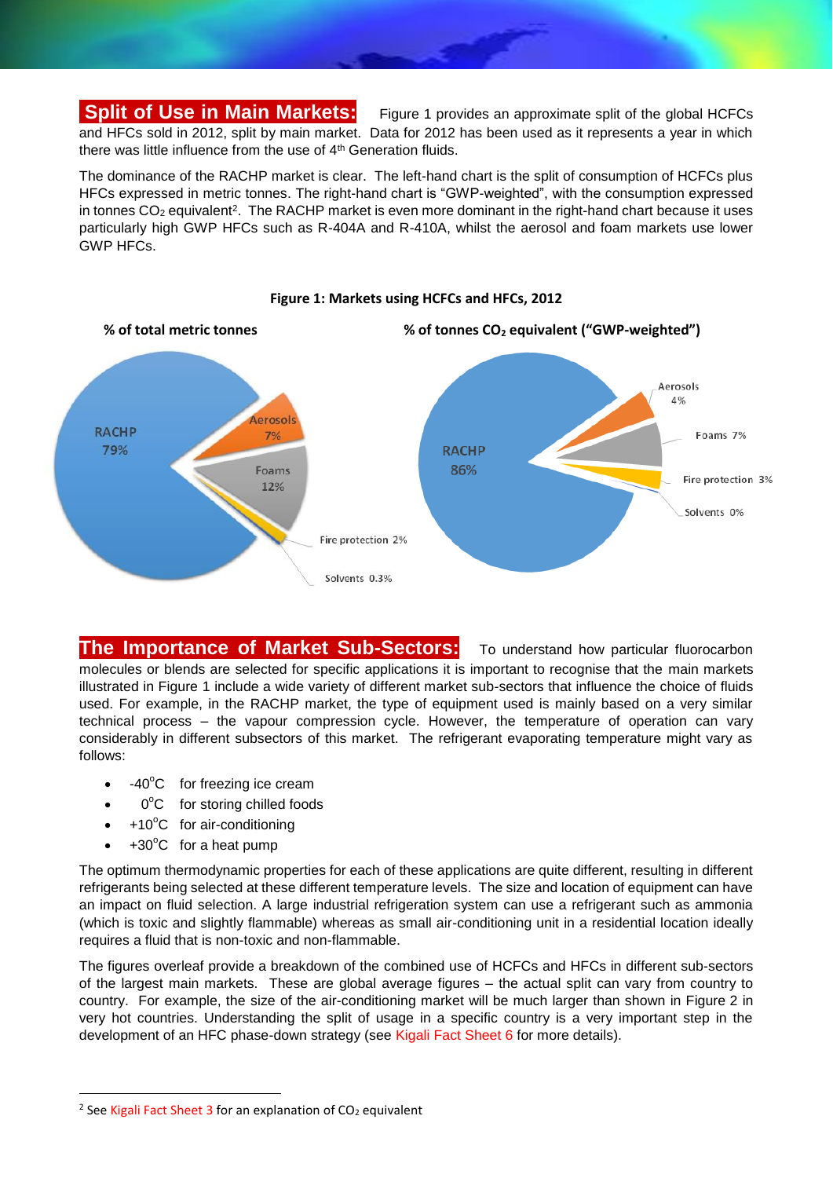**Split of Use in Main Markets:** Figure 1 provides an approximate split of the global HCFCs and HFCs sold in 2012, split by main market. Data for 2012 has been used as it represents a year in which there was little influence from the use of 4th Generation fluids.

The dominance of the RACHP market is clear. The left-hand chart is the split of consumption of HCFCs plus HFCs expressed in metric tonnes. The right-hand chart is "GWP-weighted", with the consumption expressed in tonnes $CO_2$ equivalent[2]. The RACHP market is even more dominant in the right-hand chart because it uses particularly high GWP HFCs such as R-404A and R-410A, whilst the aerosol and foam markets use lower GWP HFCs.

**Figure 1: Markets using HCFCs and HFCs, 2012**

**% of total metric tonnes**

- RACHP 79%
- Aerosols 7%
- Foams 12%
- Fire protection 2%
- Solvents 0.3%

**% of tonnes $CO_2$ equivalent ("GWP-weighted")**

- RACHP 86%
- Aerosols 4%
- Foams 7%
- Fire protection 3%
- Solvents 0%

**The Importance of Market Sub-Sectors:** To understand how particular fluorocarbon molecules or blends are selected for specific applications it is important to recognise that the main markets illustrated in Figure 1 include a wide variety of different market sub-sectors that influence the choice of fluids used. For example, in the RACHP market, the type of equipment used is mainly based on a very similar technical process – the vapour compression cycle. However, the temperature of operation can vary considerably in different subsectors of this market. The refrigerant evaporating temperature might vary as follows:

- -40°C for freezing ice cream
- 0°C for storing chilled foods
- +10°C for air-conditioning
- +30°C for a heat pump

The optimum thermodynamic properties for each of these applications are quite different, resulting in different refrigerants being selected at these different temperature levels. The size and location of equipment can have an impact on fluid selection. A large industrial refrigeration system can use a refrigerant such as ammonia (which is toxic and slightly flammable) whereas as small air-conditioning unit in a residential location ideally requires a fluid that is non-toxic and non-flammable.

The figures overleaf provide a breakdown of the combined use of HCFCs and HFCs in different sub-sectors of the largest main markets. These are global average figures – the actual split can vary from country to country. For example, the size of the air-conditioning market will be much larger than shown in Figure 2 in very hot countries. Understanding the split of usage in a specific country is a very important step in the development of an HFC phase-down strategy (see Kigali Fact Sheet 6 for more details).

---

[2] See Kigali Fact Sheet 3 for an explanation of $CO_2$ equivalent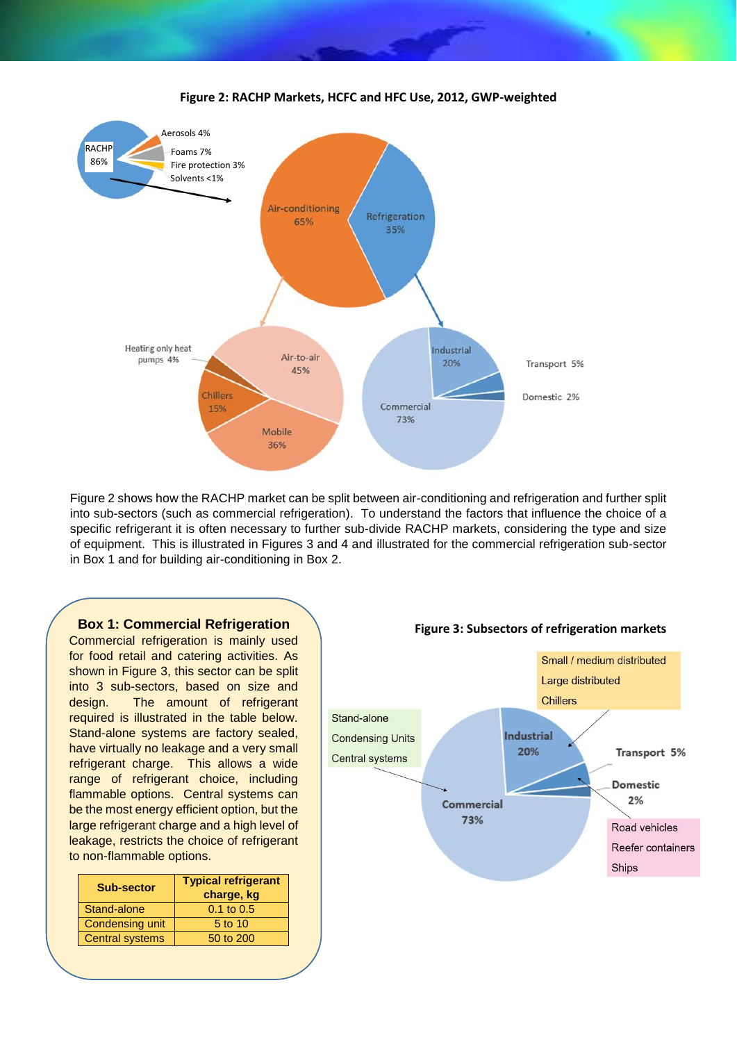**Figure 2: RACHP Markets, HCFC and HFC Use, 2012, GWP-weighted**

Figure 2 shows how the RACHP market can be split between air-conditioning and refrigeration and further split into sub-sectors (such as commercial refrigeration). To understand the factors that influence the choice of a specific refrigerant it is often necessary to further sub-divide RACHP markets, considering the type and size of equipment. This is illustrated in Figures 3 and 4 and illustrated for the commercial refrigeration sub-sector in Box 1 and for building air-conditioning in Box 2.

### Box 1: Commercial Refrigeration

Commercial refrigeration is mainly used for food retail and catering activities. As shown in Figure 3, this sector can be split into 3 sub-sectors, based on size and design. The amount of refrigerant required is illustrated in the table below. Stand-alone systems are factory sealed, have virtually no leakage and a very small refrigerant charge. This allows a wide range of refrigerant choice, including flammable options. Central systems can be the most energy efficient option, but the large refrigerant charge and a high level of leakage, restricts the choice of refrigerant to non-flammable options.

| Sub-sector | Typical refrigerant charge, kg |
|---|---|
| Stand-alone | 0.1 to 0.5 |
| Condensing unit | 5 to 10 |
| Central systems | 50 to 200 |

**Figure 3: Subsectors of refrigeration markets**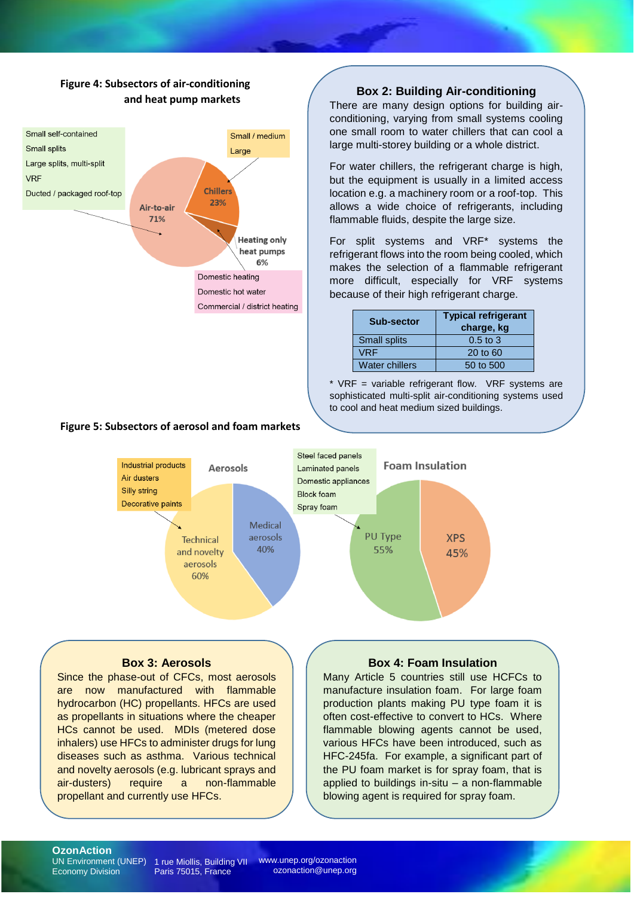**Figure 4: Subsectors of air-conditioning and heat pump markets**

Small self-contained
Small splits
Large splits, multi-split
VRF
Ducted / packaged roof-top

Small / medium
Large

Chillers
23%

Air-to-air
71%

Heating only heat pumps
6%

Domestic heating
Domestic hot water
Commercial / district heating

### Box 2: Building Air-conditioning

There are many design options for building air-conditioning, varying from small systems cooling one small room to water chillers that can cool a large multi-storey building or a whole district.

For water chillers, the refrigerant charge is high, but the equipment is usually in a limited access location e.g. a machinery room or a roof-top. This allows a wide choice of refrigerants, including flammable fluids, despite the large size.

For split systems and VRF* systems the refrigerant flows into the room being cooled, which makes the selection of a flammable refrigerant more difficult, especially for VRF systems because of their high refrigerant charge.

| Sub-sector | Typical refrigerant charge, kg |
|---|---|
| Small splits | 0.5 to 3 |
| VRF | 20 to 60 |
| Water chillers | 50 to 500 |

\* VRF = variable refrigerant flow. VRF systems are sophisticated multi-split air-conditioning systems used to cool and heat medium sized buildings.

**Figure 5: Subsectors of aerosol and foam markets**

Aerosols

Industrial products
Air dusters
Silly string
Decorative paints

Technical and novelty aerosols
60%

Medical aerosols
40%

Foam Insulation

Steel faced panels
Laminated panels
Domestic appliances
Block foam
Spray foam

PU Type
55%

XPS
45%

### Box 3: Aerosols

Since the phase-out of CFCs, most aerosols are now manufactured with flammable hydrocarbon (HC) propellants. HFCs are used as propellants in situations where the cheaper HCs cannot be used. MDIs (metered dose inhalers) use HFCs to administer drugs for lung diseases such as asthma. Various technical and novelty aerosols (e.g. lubricant sprays and air-dusters) require a non-flammable propellant and currently use HFCs.

### Box 4: Foam Insulation

Many Article 5 countries still use HCFCs to manufacture insulation foam. For large foam production plants making PU type foam it is often cost-effective to convert to HCs. Where flammable blowing agents cannot be used, various HFCs have been introduced, such as HFC-245fa. For example, a significant part of the PU foam market is for spray foam, that is applied to buildings in-situ – a non-flammable blowing agent is required for spray foam.

**OzonAction**
UN Environment (UNEP) Economy Division
1 rue Miollis, Building VII Paris 75015, France
www.unep.org/ozonaction
ozonaction@unep.org